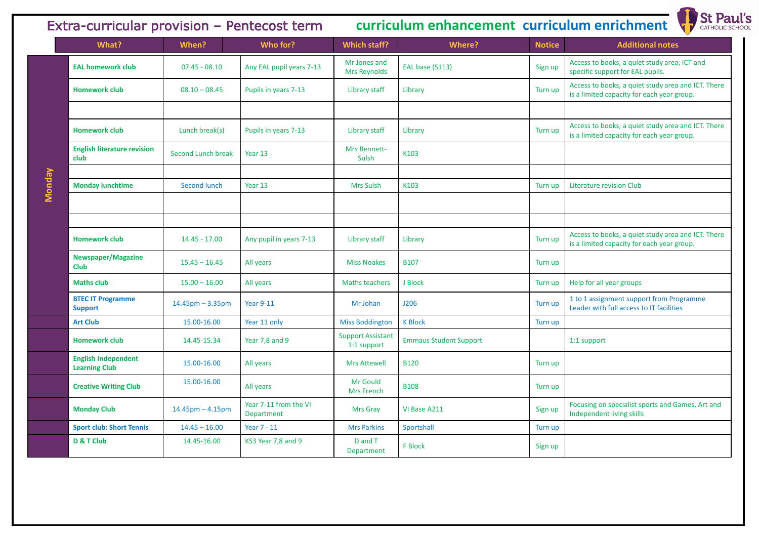# Extra-curricular provision – Pentecost term

curriculum enhancement curriculum enrichment

St Paul's CATHOLIC SCHOOL

| | What? | When? | Who for? | Which staff? | Where? | Notice | Additional notes |
|---|---|---|---|---|---|---|---|
| Monday | EAL homework club | 07.45 - 08.10 | Any EAL pupil years 7-13 | Mr Jones and Mrs Reynolds | EAL base (S113) | Sign up | Access to books, a quiet study area, ICT and specific support for EAL pupils. |
| | Homework club | 08.10 – 08.45 | Pupils in years 7-13 | Library staff | Library | Turn up | Access to books, a quiet study area and ICT. There is a limited capacity for each year group. |
| | | | | | | | |
| | Homework club | Lunch break(s) | Pupils in years 7-13 | Library staff | Library | Turn up | Access to books, a quiet study area and ICT. There is a limited capacity for each year group. |
| | English literature revision club | Second Lunch break | Year 13 | Mrs Bennett-Sulsh | K103 | | |
| | | | | | | | |
| | Monday lunchtime | Second lunch | Year 13 | Mrs Sulsh | K103 | Turn up | Literature revision Club |
| | | | | | | | |
| | | | | | | | |
| | Homework club | 14.45 - 17.00 | Any pupil in years 7-13 | Library staff | Library | Turn up | Access to books, a quiet study area and ICT. There is a limited capacity for each year group. |
| | Newspaper/Magazine Club | 15.45 – 16.45 | All years | Miss Noakes | B107 | Turn up | |
| | Maths club | 15.00 – 16.00 | All years | Maths teachers | J Block | Turn up | Help for all year groups |
| | BTEC IT Programme Support | 14.45pm – 3.35pm | Year 9-11 | Mr Johan | J206 | Turn up | 1 to 1 assignment support from Programme Leader with full access to IT facilities |
| | Art Club | 15.00-16.00 | Year 11 only | Miss Boddington | K Block | Turn up | |
| | Homework club | 14.45-15.34 | Year 7,8 and 9 | Support Assistant 1:1 support | Emmaus Student Support | | 1:1 support |
| | English Independent Learning Club | 15.00-16.00 | All years | Mrs Attewell | B120 | Turn up | |
| | Creative Writing Club | 15.00-16.00 | All years | Mr Gould Mrs French | B108 | Turn up | |
| | Monday Club | 14.45pm – 4.15pm | Year 7-11 from the VI Department | Mrs Gray | VI Base A211 | Sign up | Focusing on specialist sports and Games, Art and Independent living skills |
| | Sport club: Short Tennis | 14.45 – 16.00 | Year 7 - 11 | Mrs Parkins | Sportshall | Turn up | |
| | D & T Club | 14.45-16.00 | KS3 Year 7,8 and 9 | D and T Department | F Block | Sign up | |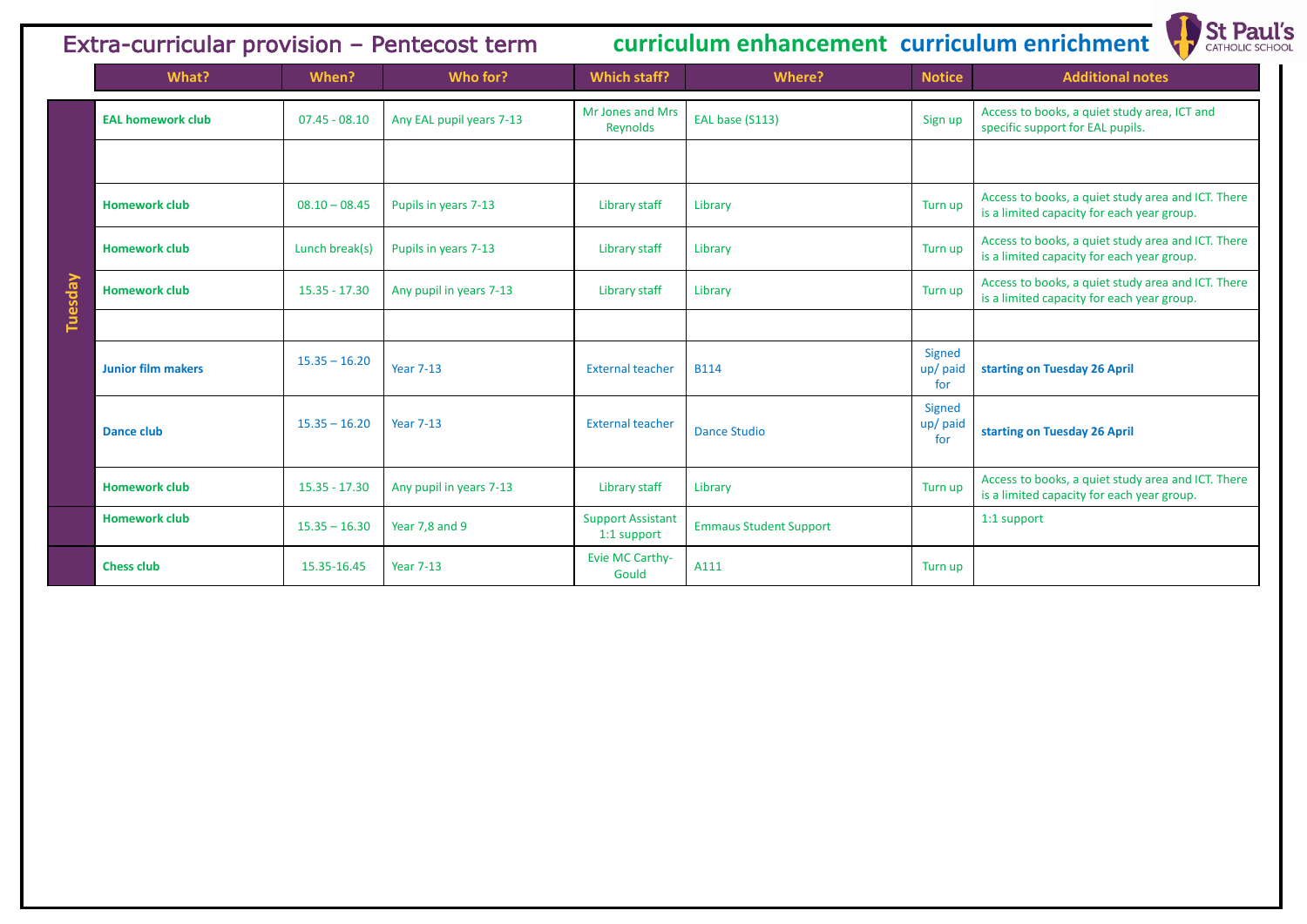# Extra-curricular provision – Pentecost term

**curriculum enhancement** **curriculum enrichment**

St Paul's CATHOLIC SCHOOL

| | What? | When? | Who for? | Which staff? | Where? | Notice | Additional notes |
|---|---|---|---|---|---|---|---|
| Tuesday | **EAL homework club** | 07.45 - 08.10 | Any EAL pupil years 7-13 | Mr Jones and Mrs Reynolds | EAL base (S113) | Sign up | Access to books, a quiet study area, ICT and specific support for EAL pupils. |
| | | | | | | | |
| | **Homework club** | 08.10 – 08.45 | Pupils in years 7-13 | Library staff | Library | Turn up | Access to books, a quiet study area and ICT. There is a limited capacity for each year group. |
| | **Homework club** | Lunch break(s) | Pupils in years 7-13 | Library staff | Library | Turn up | Access to books, a quiet study area and ICT. There is a limited capacity for each year group. |
| | **Homework club** | 15.35 - 17.30 | Any pupil in years 7-13 | Library staff | Library | Turn up | Access to books, a quiet study area and ICT. There is a limited capacity for each year group. |
| | | | | | | | |
| | **Junior film makers** | 15.35 – 16.20 | Year 7-13 | External teacher | B114 | Signed up/ paid for | **starting on Tuesday 26 April** |
| | **Dance club** | 15.35 – 16.20 | Year 7-13 | External teacher | Dance Studio | Signed up/ paid for | **starting on Tuesday 26 April** |
| | **Homework club** | 15.35 - 17.30 | Any pupil in years 7-13 | Library staff | Library | Turn up | Access to books, a quiet study area and ICT. There is a limited capacity for each year group. |
| | **Homework club** | 15.35 – 16.30 | Year 7,8 and 9 | Support Assistant 1:1 support | Emmaus Student Support | | 1:1 support |
| | **Chess club** | 15.35-16.45 | Year 7-13 | Evie MC Carthy-Gould | A111 | Turn up | |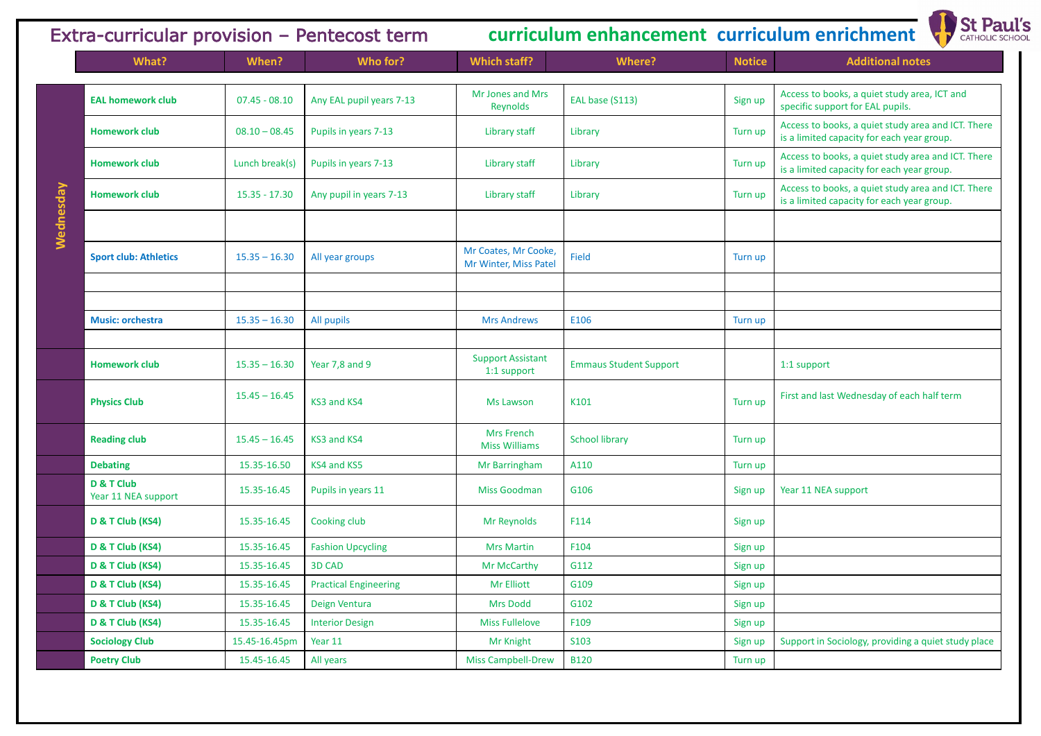# Extra-curricular provision – Pentecost term

curriculum enhancement curriculum enrichment

St Paul's CATHOLIC SCHOOL

| Day | What? | When? | Who for? | Which staff? | Where? | Notice | Additional notes |
|---|---|---|---|---|---|---|---|
| Wednesday | **EAL homework club** | 07.45 - 08.10 | Any EAL pupil years 7-13 | Mr Jones and Mrs Reynolds | EAL base (S113) | Sign up | Access to books, a quiet study area, ICT and specific support for EAL pupils. |
| | **Homework club** | 08.10 – 08.45 | Pupils in years 7-13 | Library staff | Library | Turn up | Access to books, a quiet study area and ICT. There is a limited capacity for each year group. |
| | **Homework club** | Lunch break(s) | Pupils in years 7-13 | Library staff | Library | Turn up | Access to books, a quiet study area and ICT. There is a limited capacity for each year group. |
| | **Homework club** | 15.35 - 17.30 | Any pupil in years 7-13 | Library staff | Library | Turn up | Access to books, a quiet study area and ICT. There is a limited capacity for each year group. |
| | | | | | | | |
| | **Sport club: Athletics** | 15.35 – 16.30 | All year groups | Mr Coates, Mr Cooke, Mr Winter, Miss Patel | Field | Turn up | |
| | | | | | | | |
| | | | | | | | |
| | **Music: orchestra** | 15.35 – 16.30 | All pupils | Mrs Andrews | E106 | Turn up | |
| | | | | | | | |
| | **Homework club** | 15.35 – 16.30 | Year 7,8 and 9 | Support Assistant 1:1 support | Emmaus Student Support | | 1:1 support |
| | **Physics Club** | 15.45 – 16.45 | KS3 and KS4 | Ms Lawson | K101 | Turn up | First and last Wednesday of each half term |
| | **Reading club** | 15.45 – 16.45 | KS3 and KS4 | Mrs French Miss Williams | School library | Turn up | |
| | **Debating** | 15.35-16.50 | KS4 and KS5 | Mr Barringham | A110 | Turn up | |
| | **D & T Club** Year 11 NEA support | 15.35-16.45 | Pupils in years 11 | Miss Goodman | G106 | Sign up | Year 11 NEA support |
| | **D & T Club (KS4)** | 15.35-16.45 | Cooking club | Mr Reynolds | F114 | Sign up | |
| | **D & T Club (KS4)** | 15.35-16.45 | Fashion Upcycling | Mrs Martin | F104 | Sign up | |
| | **D & T Club (KS4)** | 15.35-16.45 | 3D CAD | Mr McCarthy | G112 | Sign up | |
| | **D & T Club (KS4)** | 15.35-16.45 | Practical Engineering | Mr Elliott | G109 | Sign up | |
| | **D & T Club (KS4)** | 15.35-16.45 | Deign Ventura | Mrs Dodd | G102 | Sign up | |
| | **D & T Club (KS4)** | 15.35-16.45 | Interior Design | Miss Fullelove | F109 | Sign up | |
| | **Sociology Club** | 15.45-16.45pm | Year 11 | Mr Knight | S103 | Sign up | Support in Sociology, providing a quiet study place |
| | **Poetry Club** | 15.45-16.45 | All years | Miss Campbell-Drew | B120 | Turn up | |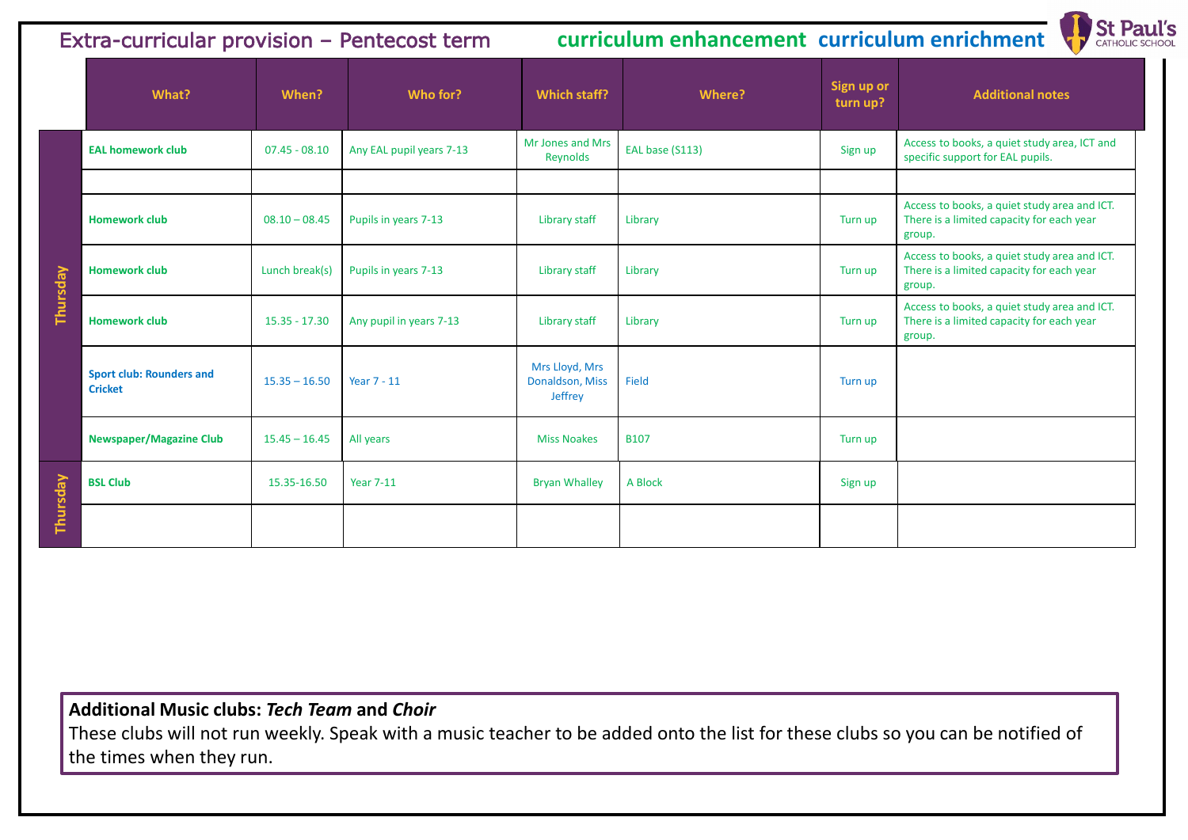# Extra-curricular provision – Pentecost term

curriculum enhancement curriculum enrichment

St Paul's Catholic School

| Day | What? | When? | Who for? | Which staff? | Where? | Sign up or turn up? | Additional notes |
|---|---|---|---|---|---|---|---|
| Thursday | EAL homework club | 07.45 - 08.10 | Any EAL pupil years 7-13 | Mr Jones and Mrs Reynolds | EAL base (S113) | Sign up | Access to books, a quiet study area, ICT and specific support for EAL pupils. |
| | | | | | | | |
| | Homework club | 08.10 – 08.45 | Pupils in years 7-13 | Library staff | Library | Turn up | Access to books, a quiet study area and ICT. There is a limited capacity for each year group. |
| | Homework club | Lunch break(s) | Pupils in years 7-13 | Library staff | Library | Turn up | Access to books, a quiet study area and ICT. There is a limited capacity for each year group. |
| | Homework club | 15.35 - 17.30 | Any pupil in years 7-13 | Library staff | Library | Turn up | Access to books, a quiet study area and ICT. There is a limited capacity for each year group. |
| | Sport club: Rounders and Cricket | 15.35 – 16.50 | Year 7 - 11 | Mrs Lloyd, Mrs Donaldson, Miss Jeffrey | Field | Turn up | |
| | Newspaper/Magazine Club | 15.45 – 16.45 | All years | Miss Noakes | B107 | Turn up | |
| Thursday | BSL Club | 15.35-16.50 | Year 7-11 | Bryan Whalley | A Block | Sign up | |
| | | | | | | | |

**Additional Music clubs: *Tech Team* and *Choir***
These clubs will not run weekly. Speak with a music teacher to be added onto the list for these clubs so you can be notified of the times when they run.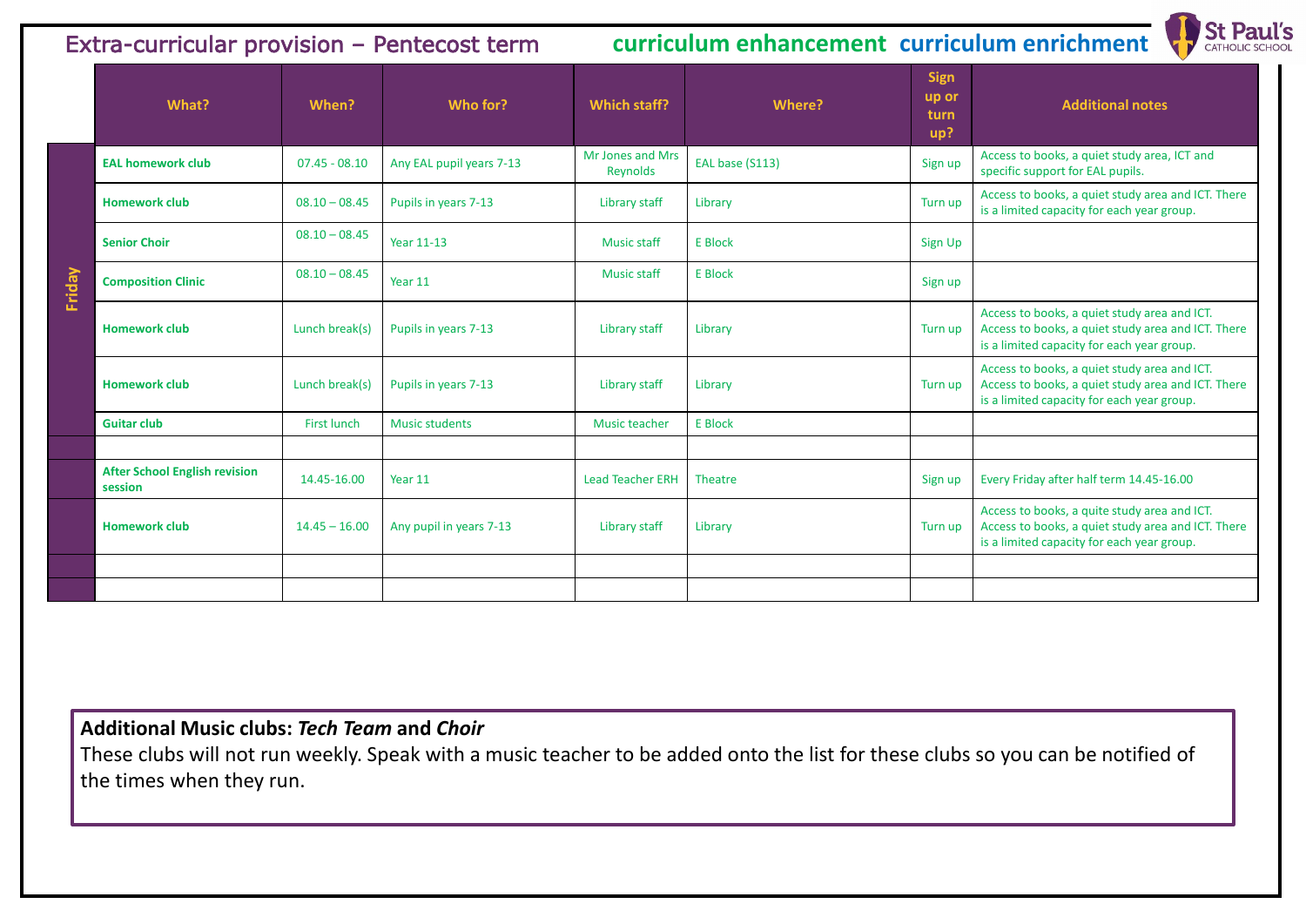# Extra-curricular provision – Pentecost term

curriculum enhancement curriculum enrichment

St Paul's CATHOLIC SCHOOL

| | What? | When? | Who for? | Which staff? | Where? | Sign up or turn up? | Additional notes |
|---|---|---|---|---|---|---|---|
| Friday | EAL homework club | 07.45 - 08.10 | Any EAL pupil years 7-13 | Mr Jones and Mrs Reynolds | EAL base (S113) | Sign up | Access to books, a quiet study area, ICT and specific support for EAL pupils. |
| | Homework club | 08.10 – 08.45 | Pupils in years 7-13 | Library staff | Library | Turn up | Access to books, a quiet study area and ICT. There is a limited capacity for each year group. |
| | Senior Choir | 08.10 – 08.45 | Year 11-13 | Music staff | E Block | Sign Up | |
| | Composition Clinic | 08.10 – 08.45 | Year 11 | Music staff | E Block | Sign up | |
| | Homework club | Lunch break(s) | Pupils in years 7-13 | Library staff | Library | Turn up | Access to books, a quiet study area and ICT. Access to books, a quiet study area and ICT. There is a limited capacity for each year group. |
| | Homework club | Lunch break(s) | Pupils in years 7-13 | Library staff | Library | Turn up | Access to books, a quiet study area and ICT. Access to books, a quiet study area and ICT. There is a limited capacity for each year group. |
| | Guitar club | First lunch | Music students | Music teacher | E Block | | |
| | | | | | | | |
| | After School English revision session | 14.45-16.00 | Year 11 | Lead Teacher ERH | Theatre | Sign up | Every Friday after half term 14.45-16.00 |
| | Homework club | 14.45 – 16.00 | Any pupil in years 7-13 | Library staff | Library | Turn up | Access to books, a quite study area and ICT. Access to books, a quiet study area and ICT. There is a limited capacity for each year group. |
| | | | | | | | |
| | | | | | | | |

**Additional Music clubs: *Tech Team* and *Choir***

These clubs will not run weekly. Speak with a music teacher to be added onto the list for these clubs so you can be notified of the times when they run.